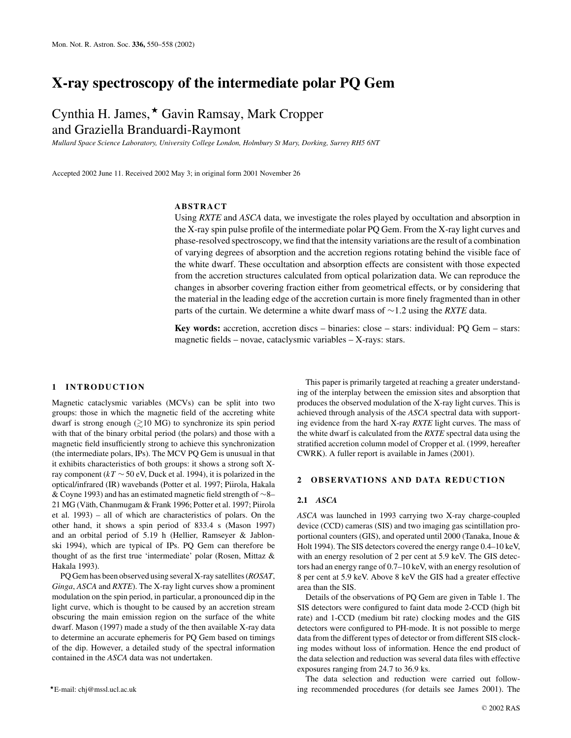# X-ray spectroscopy of the intermediate polar PQ Gem

Cynthia H. James,* Gavin Ramsay, Mark Cropper and Graziella Branduardi-Raymont

*Mullard Space Science Laboratory, University College London, Holmbury St Mary, Dorking, Surrey RH5 6NT*

Accepted 2002 June 11. Received 2002 May 3; in original form 2001 November 26

## ABSTRACT

Using *RXTE* and *ASCA* data, we investigate the roles played by occultation and absorption in the X-ray spin pulse profile of the intermediate polar PQ Gem. From the X-ray light curves and phase-resolved spectroscopy, we find that the intensity variations are the result of a combination of varying degrees of absorption and the accretion regions rotating behind the visible face of the white dwarf. These occultation and absorption effects are consistent with those expected from the accretion structures calculated from optical polarization data. We can reproduce the changes in absorber covering fraction either from geometrical effects, or by considering that the material in the leading edge of the accretion curtain is more finely fragmented than in other parts of the curtain. We determine a white dwarf mass of ∼1.2 using the *RXTE* data.

**Key words:** accretion, accretion discs – binaries: close – stars: individual: PQ Gem – stars: magnetic fields – novae, cataclysmic variables – X-rays: stars.

## 1 INTRODUCTION

Magnetic cataclysmic variables (MCVs) can be split into two groups: those in which the magnetic field of the accreting white dwarf is strong enough ($\gtrsim$10 MG) to synchronize its spin period with that of the binary orbital period (the polars) and those with a magnetic field insufficiently strong to achieve this synchronization (the intermediate polars, IPs). The MCV PQ Gem is unusual in that it exhibits characteristics of both groups: it shows a strong soft X-ray component ($kT \sim 50$ eV, Duck et al. 1994), it is polarized in the optical/infrared (IR) wavebands (Potter et al. 1997; Piirola, Hakala & Coyne 1993) and has an estimated magnetic field strength of ∼8–21 MG (Väth, Chanmugam & Frank 1996; Potter et al. 1997; Piirola et al. 1993) – all of which are characteristics of polars. On the other hand, it shows a spin period of 833.4 s (Mason 1997) and an orbital period of 5.19 h (Hellier, Ramseyer & Jablonski 1994), which are typical of IPs. PQ Gem can therefore be thought of as the first true 'intermediate' polar (Rosen, Mittaz & Hakala 1993).

PQ Gem has been observed using several X-ray satellites (*ROSAT*, *Ginga*, *ASCA* and *RXTE*). The X-ray light curves show a prominent modulation on the spin period, in particular, a pronounced dip in the light curve, which is thought to be caused by an accretion stream obscuring the main emission region on the surface of the white dwarf. Mason (1997) made a study of the then available X-ray data to determine an accurate ephemeris for PQ Gem based on timings of the dip. However, a detailed study of the spectral information contained in the *ASCA* data was not undertaken.

This paper is primarily targeted at reaching a greater understanding of the interplay between the emission sites and absorption that produces the observed modulation of the X-ray light curves. This is achieved through analysis of the *ASCA* spectral data with supporting evidence from the hard X-ray *RXTE* light curves. The mass of the white dwarf is calculated from the *RXTE* spectral data using the stratified accretion column model of Cropper et al. (1999, hereafter CWRK). A fuller report is available in James (2001).

## 2 OBSERVATIONS AND DATA REDUCTION

### 2.1 *ASCA*

*ASCA* was launched in 1993 carrying two X-ray charge-coupled device (CCD) cameras (SIS) and two imaging gas scintillation proportional counters (GIS), and operated until 2000 (Tanaka, Inoue & Holt 1994). The SIS detectors covered the energy range 0.4–10 keV, with an energy resolution of 2 per cent at 5.9 keV. The GIS detectors had an energy range of 0.7–10 keV, with an energy resolution of 8 per cent at 5.9 keV. Above 8 keV the GIS had a greater effective area than the SIS.

Details of the observations of PQ Gem are given in Table 1. The SIS detectors were configured to faint data mode 2-CCD (high bit rate) and 1-CCD (medium bit rate) clocking modes and the GIS detectors were configured to PH-mode. It is not possible to merge data from the different types of detector or from different SIS clocking modes without loss of information. Hence the end product of the data selection and reduction was several data files with effective exposures ranging from 24.7 to 36.9 ks.

The data selection and reduction were carried out following recommended procedures (for details see James 2001). The

*E-mail: chj@mssl.ucl.ac.uk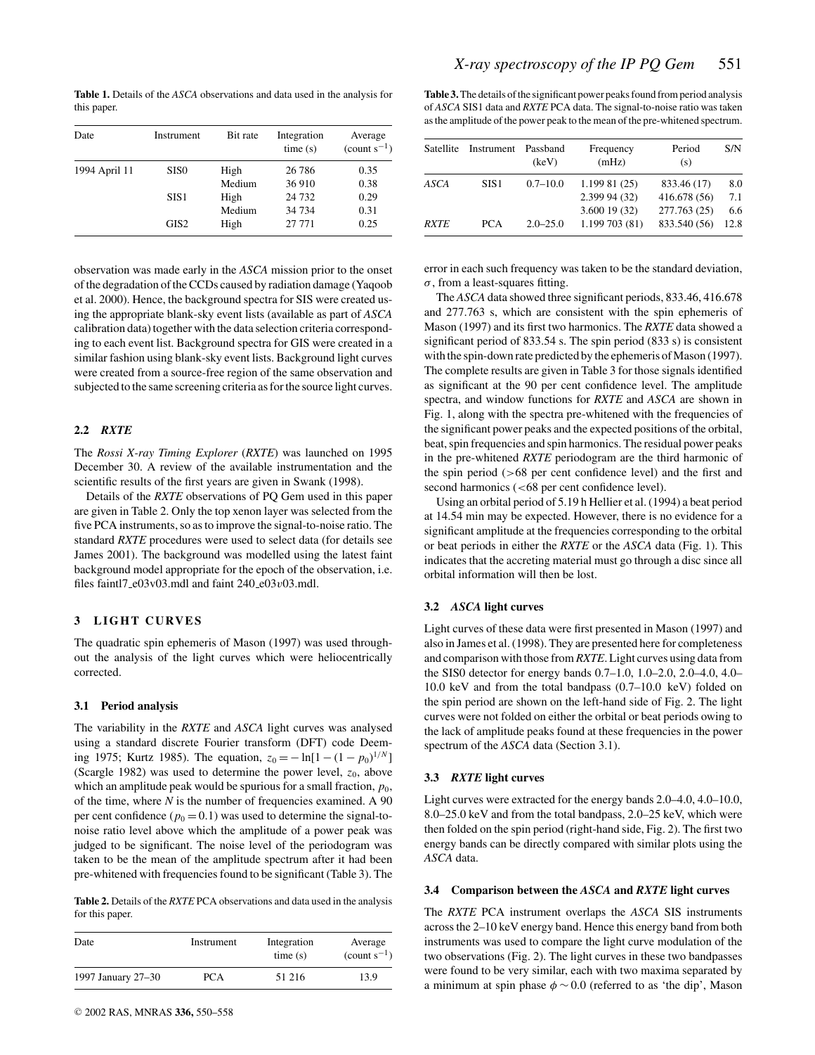**Table 1.** Details of the *ASCA* observations and data used in the analysis for this paper.

| Date | Instrument | Bit rate | Integration time (s) | Average (count s$^{-1}$) |
|---|---|---|---|---|
| 1994 April 11 | SIS0 | High | 26 786 | 0.35 |
| | | Medium | 36 910 | 0.38 |
| | SIS1 | High | 24 732 | 0.29 |
| | | Medium | 34 734 | 0.31 |
| | GIS2 | High | 27 771 | 0.25 |

observation was made early in the *ASCA* mission prior to the onset of the degradation of the CCDs caused by radiation damage (Yaqoob et al. 2000). Hence, the background spectra for SIS were created using the appropriate blank-sky event lists (available as part of *ASCA* calibration data) together with the data selection criteria corresponding to each event list. Background spectra for GIS were created in a similar fashion using blank-sky event lists. Background light curves were created from a source-free region of the same observation and subjected to the same screening criteria as for the source light curves.

### 2.2 *RXTE*

The *Rossi X-ray Timing Explorer* (*RXTE*) was launched on 1995 December 30. A review of the available instrumentation and the scientific results of the first years are given in Swank (1998).

Details of the *RXTE* observations of PQ Gem used in this paper are given in Table 2. Only the top xenon layer was selected from the five PCA instruments, so as to improve the signal-to-noise ratio. The standard *RXTE* procedures were used to select data (for details see James 2001). The background was modelled using the latest faint background model appropriate for the epoch of the observation, i.e. files faintl7_e03v03.mdl and faint 240_e03*v*03.mdl.

## 3 LIGHT CURVES

The quadratic spin ephemeris of Mason (1997) was used throughout the analysis of the light curves which were heliocentrically corrected.

### 3.1 Period analysis

The variability in the *RXTE* and *ASCA* light curves was analysed using a standard discrete Fourier transform (DFT) code Deeming 1975; Kurtz 1985). The equation, $z_0 = -\ln[1-(1-p_0)^{1/N}]$ (Scargle 1982) was used to determine the power level, $z_0$, above which an amplitude peak would be spurious for a small fraction, $p_0$, of the time, where $N$ is the number of frequencies examined. A 90 per cent confidence ($p_0 = 0.1$) was used to determine the signal-to-noise ratio level above which the amplitude of a power peak was judged to be significant. The noise level of the periodogram was taken to be the mean of the amplitude spectrum after it had been pre-whitened with frequencies found to be significant (Table 3). The

**Table 2.** Details of the *RXTE* PCA observations and data used in the analysis for this paper.

| Date | Instrument | Integration time (s) | Average (count s$^{-1}$) |
|---|---|---|---|
| 1997 January 27–30 | PCA | 51 216 | 13.9 |

**Table 3.** The details of the significant power peaks found from period analysis of *ASCA* SIS1 data and *RXTE* PCA data. The signal-to-noise ratio was taken as the amplitude of the power peak to the mean of the pre-whitened spectrum.

| Satellite | Instrument | Passband (keV) | Frequency (mHz) | Period (s) | S/N |
|---|---|---|---|---|---|
| *ASCA* | SIS1 | 0.7–10.0 | 1.199 81 (25) | 833.46 (17) | 8.0 |
| | | | 2.399 94 (32) | 416.678 (56) | 7.1 |
| | | | 3.600 19 (32) | 277.763 (25) | 6.6 |
| *RXTE* | PCA | 2.0–25.0 | 1.199 703 (81) | 833.540 (56) | 12.8 |

error in each such frequency was taken to be the standard deviation, $\sigma$, from a least-squares fitting.

The *ASCA* data showed three significant periods, 833.46, 416.678 and 277.763 s, which are consistent with the spin ephemeris of Mason (1997) and its first two harmonics. The *RXTE* data showed a significant period of 833.54 s. The spin period (833 s) is consistent with the spin-down rate predicted by the ephemeris of Mason (1997). The complete results are given in Table 3 for those signals identified as significant at the 90 per cent confidence level. The amplitude spectra, and window functions for *RXTE* and *ASCA* are shown in Fig. 1, along with the spectra pre-whitened with the frequencies of the significant power peaks and the expected positions of the orbital, beat, spin frequencies and spin harmonics. The residual power peaks in the pre-whitened *RXTE* periodogram are the third harmonic of the spin period (>68 per cent confidence level) and the first and second harmonics (<68 per cent confidence level).

Using an orbital period of 5.19 h Hellier et al. (1994) a beat period at 14.54 min may be expected. However, there is no evidence for a significant amplitude at the frequencies corresponding to the orbital or beat periods in either the *RXTE* or the *ASCA* data (Fig. 1). This indicates that the accreting material must go through a disc since all orbital information will then be lost.

### 3.2 *ASCA* light curves

Light curves of these data were first presented in Mason (1997) and also in James et al. (1998). They are presented here for completeness and comparison with those from *RXTE*. Light curves using data from the SIS0 detector for energy bands 0.7–1.0, 1.0–2.0, 2.0–4.0, 4.0–10.0 keV and from the total bandpass (0.7–10.0 keV) folded on the spin period are shown on the left-hand side of Fig. 2. The light curves were not folded on either the orbital or beat periods owing to the lack of amplitude peaks found at these frequencies in the power spectrum of the *ASCA* data (Section 3.1).

### 3.3 *RXTE* light curves

Light curves were extracted for the energy bands 2.0–4.0, 4.0–10.0, 8.0–25.0 keV and from the total bandpass, 2.0–25 keV, which were then folded on the spin period (right-hand side, Fig. 2). The first two energy bands can be directly compared with similar plots using the *ASCA* data.

### 3.4 Comparison between the *ASCA* and *RXTE* light curves

The *RXTE* PCA instrument overlaps the *ASCA* SIS instruments across the 2–10 keV energy band. Hence this energy band from both instruments was used to compare the light curve modulation of the two observations (Fig. 2). The light curves in these two bandpasses were found to be very similar, each with two maxima separated by a minimum at spin phase $\phi \sim 0.0$ (referred to as 'the dip', Mason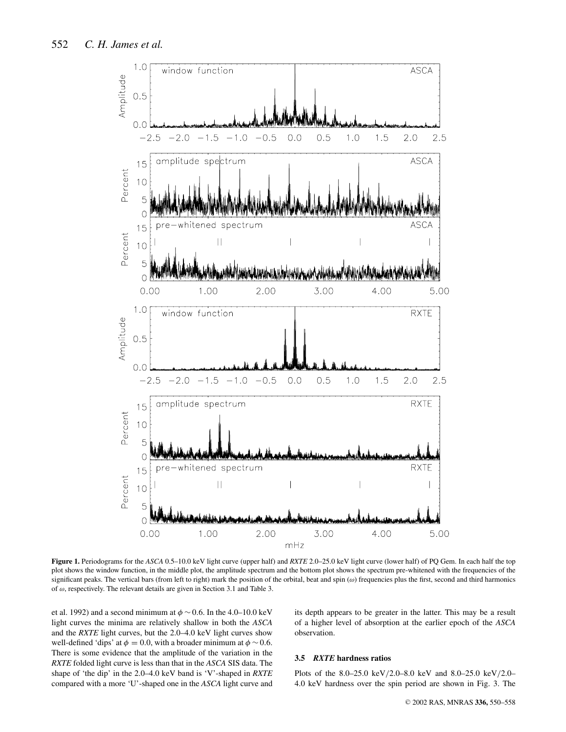**Figure 1.** Periodograms for the *ASCA* 0.5–10.0 keV light curve (upper half) and *RXTE* 2.0–25.0 keV light curve (lower half) of PQ Gem. In each half the top plot shows the window function, in the middle plot, the amplitude spectrum and the bottom plot shows the spectrum pre-whitened with the frequencies of the significant peaks. The vertical bars (from left to right) mark the position of the orbital, beat and spin ($\omega$) frequencies plus the first, second and third harmonics of $\omega$, respectively. The relevant details are given in Section 3.1 and Table 3.

et al. 1992) and a second minimum at $\phi \sim 0.6$. In the 4.0–10.0 keV light curves the minima are relatively shallow in both the *ASCA* and the *RXTE* light curves, but the 2.0–4.0 keV light curves show well-defined 'dips' at $\phi = 0.0$, with a broader minimum at $\phi \sim 0.6$. There is some evidence that the amplitude of the variation in the *RXTE* folded light curve is less than that in the *ASCA* SIS data. The shape of 'the dip' in the 2.0–4.0 keV band is 'V'-shaped in *RXTE* compared with a more 'U'-shaped one in the *ASCA* light curve and its depth appears to be greater in the latter. This may be a result of a higher level of absorption at the earlier epoch of the *ASCA* observation.

### 3.5 *RXTE* hardness ratios

Plots of the 8.0–25.0 keV/2.0–8.0 keV and 8.0–25.0 keV/2.0–4.0 keV hardness over the spin period are shown in Fig. 3. The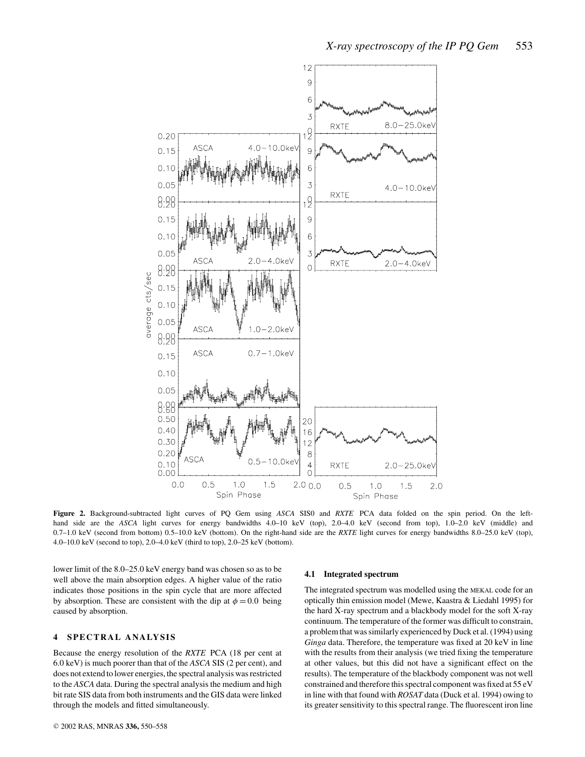**Figure 2.** Background-subtracted light curves of PQ Gem using *ASCA* SIS0 and *RXTE* PCA data folded on the spin period. On the left-hand side are the *ASCA* light curves for energy bandwidths 4.0–10 keV (top), 2.0–4.0 keV (second from top), 1.0–2.0 keV (middle) and 0.7–1.0 keV (second from bottom) 0.5–10.0 keV (bottom). On the right-hand side are the *RXTE* light curves for energy bandwidths 8.0–25.0 keV (top), 4.0–10.0 keV (second to top), 2.0–4.0 keV (third to top), 2.0–25 keV (bottom).

lower limit of the 8.0–25.0 keV energy band was chosen so as to be well above the main absorption edges. A higher value of the ratio indicates those positions in the spin cycle that are more affected by absorption. These are consistent with the dip at $\phi = 0.0$ being caused by absorption.

## 4 SPECTRAL ANALYSIS

Because the energy resolution of the *RXTE* PCA (18 per cent at 6.0 keV) is much poorer than that of the *ASCA* SIS (2 per cent), and does not extend to lower energies, the spectral analysis was restricted to the *ASCA* data. During the spectral analysis the medium and high bit rate SIS data from both instruments and the GIS data were linked through the models and fitted simultaneously.

### 4.1 Integrated spectrum

The integrated spectrum was modelled using the MEKAL code for an optically thin emission model (Mewe, Kaastra & Liedahl 1995) for the hard X-ray spectrum and a blackbody model for the soft X-ray continuum. The temperature of the former was difficult to constrain, a problem that was similarly experienced by Duck et al. (1994) using *Ginga* data. Therefore, the temperature was fixed at 20 keV in line with the results from their analysis (we tried fixing the temperature at other values, but this did not have a significant effect on the results). The temperature of the blackbody component was not well constrained and therefore this spectral component was fixed at 55 eV in line with that found with *ROSAT* data (Duck et al. 1994) owing to its greater sensitivity to this spectral range. The fluorescent iron line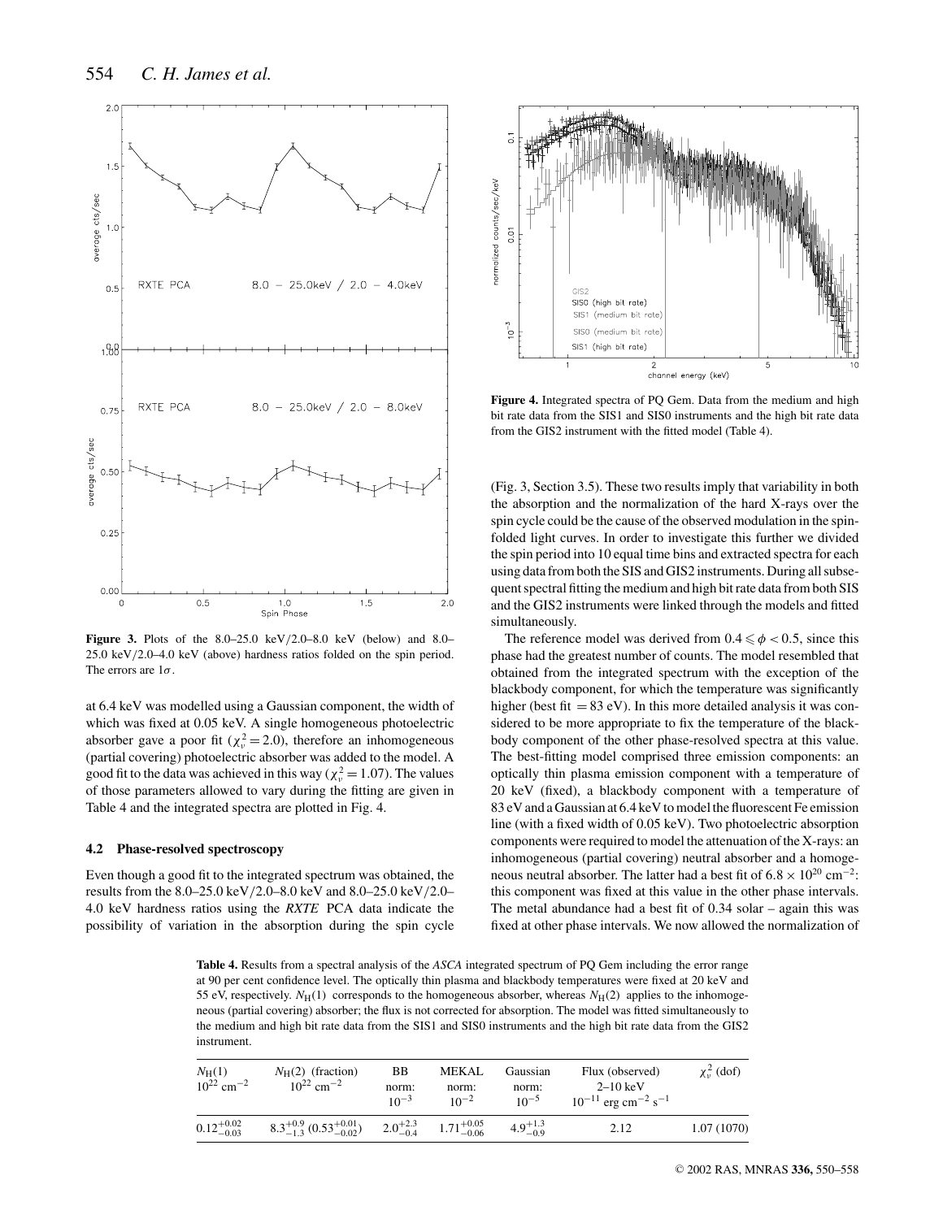**Figure 3.** Plots of the 8.0–25.0 keV/2.0–8.0 keV (below) and 8.0–25.0 keV/2.0–4.0 keV (above) hardness ratios folded on the spin period. The errors are $1\sigma$.

at 6.4 keV was modelled using a Gaussian component, the width of which was fixed at 0.05 keV. A single homogeneous photoelectric absorber gave a poor fit ($\chi^2_\nu = 2.0$), therefore an inhomogeneous (partial covering) photoelectric absorber was added to the model. A good fit to the data was achieved in this way ($\chi^2_\nu = 1.07$). The values of those parameters allowed to vary during the fitting are given in Table 4 and the integrated spectra are plotted in Fig. 4.

### 4.2 Phase-resolved spectroscopy

Even though a good fit to the integrated spectrum was obtained, the results from the 8.0–25.0 keV/2.0–8.0 keV and 8.0–25.0 keV/2.0–4.0 keV hardness ratios using the *RXTE* PCA data indicate the possibility of variation in the absorption during the spin cycle (Fig. 3, Section 3.5). These two results imply that variability in both the absorption and the normalization of the hard X-rays over the spin cycle could be the cause of the observed modulation in the spin-folded light curves. In order to investigate this further we divided the spin period into 10 equal time bins and extracted spectra for each using data from both the SIS and GIS2 instruments. During all subsequent spectral fitting the medium and high bit rate data from both SIS and the GIS2 instruments were linked through the models and fitted simultaneously.

The reference model was derived from $0.4 \leqslant \phi < 0.5$, since this phase had the greatest number of counts. The model resembled that obtained from the integrated spectrum with the exception of the blackbody component, for which the temperature was significantly higher (best fit = 83 eV). In this more detailed analysis it was considered to be more appropriate to fix the temperature of the blackbody component of the other phase-resolved spectra at this value. The best-fitting model comprised three emission components: an optically thin plasma emission component with a temperature of 20 keV (fixed), a blackbody component with a temperature of 83 eV and a Gaussian at 6.4 keV to model the fluorescent Fe emission line (with a fixed width of 0.05 keV). Two photoelectric absorption components were required to model the attenuation of the X-rays: an inhomogeneous (partial covering) neutral absorber and a homogeneous neutral absorber. The latter had a best fit of $6.8 \times 10^{20}$ cm$^{-2}$: this component was fixed at this value in the other phase intervals. The metal abundance had a best fit of 0.34 solar – again this was fixed at other phase intervals. We now allowed the normalization of

**Figure 4.** Integrated spectra of PQ Gem. Data from the medium and high bit rate data from the SIS1 and SIS0 instruments and the high bit rate data from the GIS2 instrument with the fitted model (Table 4).

**Table 4.** Results from a spectral analysis of the *ASCA* integrated spectrum of PQ Gem including the error range at 90 per cent confidence level. The optically thin plasma and blackbody temperatures were fixed at 20 keV and 55 eV, respectively. $N_{\rm H}(1)$ corresponds to the homogeneous absorber, whereas $N_{\rm H}(2)$ applies to the inhomogeneous (partial covering) absorber; the flux is not corrected for absorption. The model was fitted simultaneously to the medium and high bit rate data from the SIS1 and SIS0 instruments and the high bit rate data from the GIS2 instrument.

| $N_{\rm H}(1)$ $10^{22}$ cm$^{-2}$ | $N_{\rm H}(2)$ (fraction) $10^{22}$ cm$^{-2}$ | BB norm: $10^{-3}$ | MEKAL norm: $10^{-2}$ | Gaussian norm: $10^{-5}$ | Flux (observed) 2–10 keV $10^{-11}$ erg cm$^{-2}$ s$^{-1}$ | $\chi^2_\nu$ (dof) |
|---|---|---|---|---|---|---|
| $0.12^{+0.02}_{-0.03}$ | $8.3^{+0.9}_{-1.3}$ ($0.53^{+0.01}_{-0.02}$) | $2.0^{+2.3}_{-0.4}$ | $1.71^{+0.05}_{-0.06}$ | $4.9^{+1.3}_{-0.9}$ | 2.12 | 1.07 (1070) |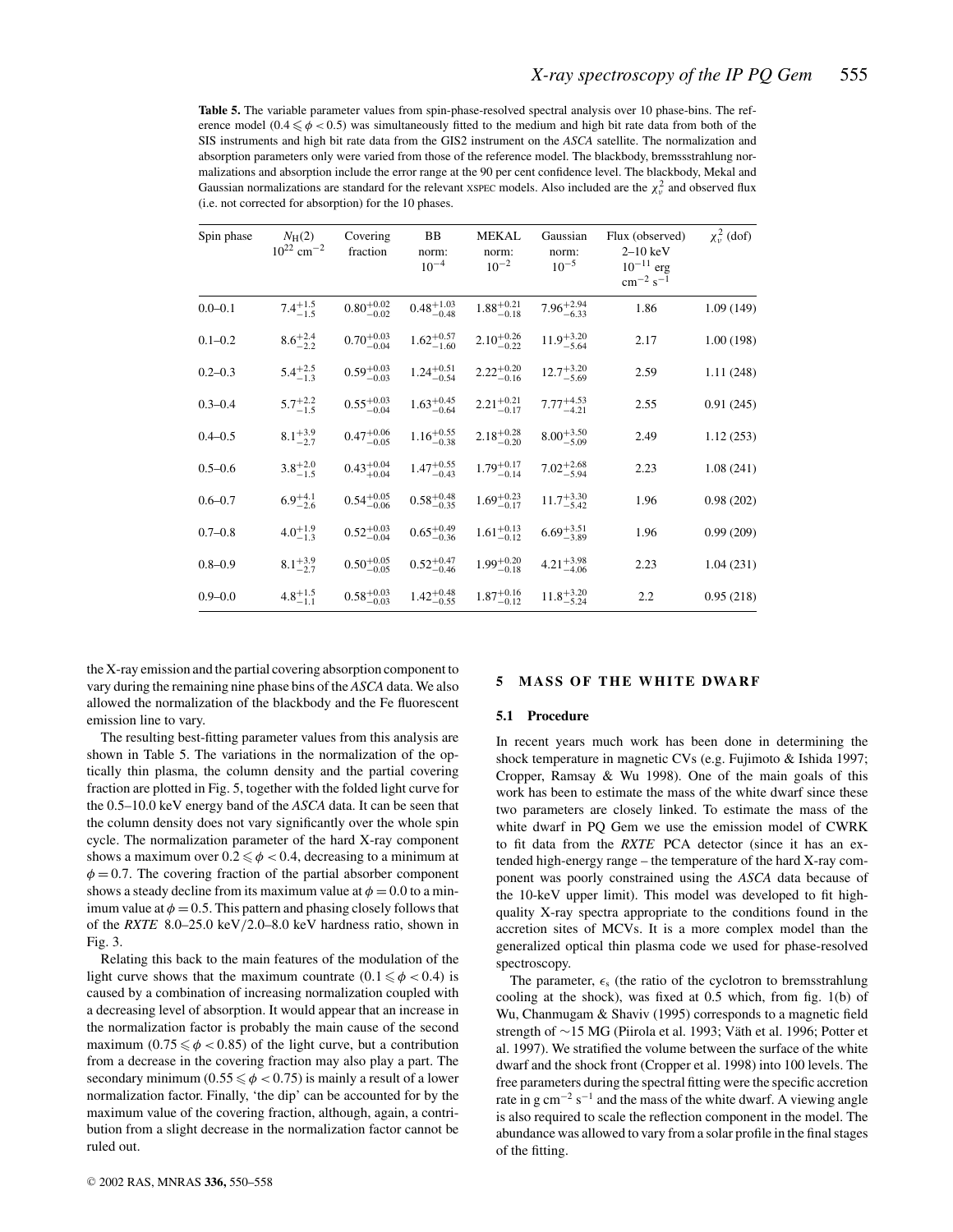**Table 5.** The variable parameter values from spin-phase-resolved spectral analysis over 10 phase-bins. The reference model ($0.4 \leqslant \phi < 0.5$) was simultaneously fitted to the medium and high bit rate data from both of the SIS instruments and high bit rate data from the GIS2 instrument on the *ASCA* satellite. The normalization and absorption parameters only were varied from those of the reference model. The blackbody, bremsstrahlung normalizations and absorption include the error range at the 90 per cent confidence level. The blackbody, Mekal and Gaussian normalizations are standard for the relevant XSPEC models. Also included are the $\chi^2_\nu$ and observed flux (i.e. not corrected for absorption) for the 10 phases.

| Spin phase | $N_H(2)$ $10^{22}$ cm$^{-2}$ | Covering fraction | BB norm: $10^{-4}$ | MEKAL norm: $10^{-2}$ | Gaussian norm: $10^{-5}$ | Flux (observed) 2–10 keV $10^{-11}$ erg cm$^{-2}$ s$^{-1}$ | $\chi^2_\nu$ (dof) |
|---|---|---|---|---|---|---|---|
| 0.0–0.1 | $7.4^{+1.5}_{-1.5}$ | $0.80^{+0.02}_{-0.02}$ | $0.48^{+1.03}_{-0.48}$ | $1.88^{+0.21}_{-0.18}$ | $7.96^{+2.94}_{-6.33}$ | 1.86 | 1.09 (149) |
| 0.1–0.2 | $8.6^{+2.4}_{-2.2}$ | $0.70^{+0.03}_{-0.04}$ | $1.62^{+0.57}_{-1.60}$ | $2.10^{+0.26}_{-0.22}$ | $11.9^{+3.20}_{-5.64}$ | 2.17 | 1.00 (198) |
| 0.2–0.3 | $5.4^{+2.5}_{-1.3}$ | $0.59^{+0.03}_{-0.03}$ | $1.24^{+0.51}_{-0.54}$ | $2.22^{+0.20}_{-0.16}$ | $12.7^{+3.20}_{-5.69}$ | 2.59 | 1.11 (248) |
| 0.3–0.4 | $5.7^{+2.2}_{-1.5}$ | $0.55^{+0.03}_{-0.04}$ | $1.63^{+0.45}_{-0.64}$ | $2.21^{+0.21}_{-0.17}$ | $7.77^{+4.53}_{-4.21}$ | 2.55 | 0.91 (245) |
| 0.4–0.5 | $8.1^{+3.9}_{-2.7}$ | $0.47^{+0.06}_{-0.05}$ | $1.16^{+0.55}_{-0.38}$ | $2.18^{+0.28}_{-0.20}$ | $8.00^{+3.50}_{-5.09}$ | 2.49 | 1.12 (253) |
| 0.5–0.6 | $3.8^{+2.0}_{-1.5}$ | $0.43^{+0.04}_{+0.04}$ | $1.47^{+0.55}_{-0.43}$ | $1.79^{+0.17}_{-0.14}$ | $7.02^{+2.68}_{-5.94}$ | 2.23 | 1.08 (241) |
| 0.6–0.7 | $6.9^{+4.1}_{-2.6}$ | $0.54^{+0.05}_{-0.06}$ | $0.58^{+0.48}_{-0.35}$ | $1.69^{+0.23}_{-0.17}$ | $11.7^{+3.30}_{-5.42}$ | 1.96 | 0.98 (202) |
| 0.7–0.8 | $4.0^{+1.9}_{-1.3}$ | $0.52^{+0.03}_{-0.04}$ | $0.65^{+0.49}_{-0.36}$ | $1.61^{+0.13}_{-0.12}$ | $6.69^{+3.51}_{-3.89}$ | 1.96 | 0.99 (209) |
| 0.8–0.9 | $8.1^{+3.9}_{-2.7}$ | $0.50^{+0.05}_{-0.05}$ | $0.52^{+0.47}_{-0.46}$ | $1.99^{+0.20}_{-0.18}$ | $4.21^{+3.98}_{-4.06}$ | 2.23 | 1.04 (231) |
| 0.9–0.0 | $4.8^{+1.5}_{-1.1}$ | $0.58^{+0.03}_{-0.03}$ | $1.42^{+0.48}_{-0.55}$ | $1.87^{+0.16}_{-0.12}$ | $11.8^{+3.20}_{-5.24}$ | 2.2 | 0.95 (218) |

the X-ray emission and the partial covering absorption component to vary during the remaining nine phase bins of the *ASCA* data. We also allowed the normalization of the blackbody and the Fe fluorescent emission line to vary.

The resulting best-fitting parameter values from this analysis are shown in Table 5. The variations in the normalization of the optically thin plasma, the column density and the partial covering fraction are plotted in Fig. 5, together with the folded light curve for the 0.5–10.0 keV energy band of the *ASCA* data. It can be seen that the column density does not vary significantly over the whole spin cycle. The normalization parameter of the hard X-ray component shows a maximum over $0.2 \leqslant \phi < 0.4$, decreasing to a minimum at $\phi = 0.7$. The covering fraction of the partial absorber component shows a steady decline from its maximum value at $\phi = 0.0$ to a minimum value at $\phi = 0.5$. This pattern and phasing closely follows that of the *RXTE* 8.0–25.0 keV/2.0–8.0 keV hardness ratio, shown in Fig. 3.

Relating this back to the main features of the modulation of the light curve shows that the maximum countrate ($0.1 \leqslant \phi < 0.4$) is caused by a combination of increasing normalization coupled with a decreasing level of absorption. It would appear that an increase in the normalization factor is probably the main cause of the second maximum ($0.75 \leqslant \phi < 0.85$) of the light curve, but a contribution from a decrease in the covering fraction may also play a part. The secondary minimum ($0.55 \leqslant \phi < 0.75$) is mainly a result of a lower normalization factor. Finally, 'the dip' can be accounted for by the maximum value of the covering fraction, although, again, a contribution from a slight decrease in the normalization factor cannot be ruled out.

## 5 MASS OF THE WHITE DWARF

### 5.1 Procedure

In recent years much work has been done in determining the shock temperature in magnetic CVs (e.g. Fujimoto & Ishida 1997; Cropper, Ramsay & Wu 1998). One of the main goals of this work has been to estimate the mass of the white dwarf since these two parameters are closely linked. To estimate the mass of the white dwarf in PQ Gem we use the emission model of CWRK to fit data from the *RXTE* PCA detector (since it has an extended high-energy range – the temperature of the hard X-ray component was poorly constrained using the *ASCA* data because of the 10-keV upper limit). This model was developed to fit high-quality X-ray spectra appropriate to the conditions found in the accretion sites of MCVs. It is a more complex model than the generalized optical thin plasma code we used for phase-resolved spectroscopy.

The parameter, $\epsilon_s$ (the ratio of the cyclotron to bremsstrahlung cooling at the shock), was fixed at 0.5 which, from fig. 1(b) of Wu, Chanmugam & Shaviv (1995) corresponds to a magnetic field strength of ~15 MG (Piirola et al. 1993; Väth et al. 1996; Potter et al. 1997). We stratified the volume between the surface of the white dwarf and the shock front (Cropper et al. 1998) into 100 levels. The free parameters during the spectral fitting were the specific accretion rate in g cm$^{-2}$ s$^{-1}$ and the mass of the white dwarf. A viewing angle is also required to scale the reflection component in the model. The abundance was allowed to vary from a solar profile in the final stages of the fitting.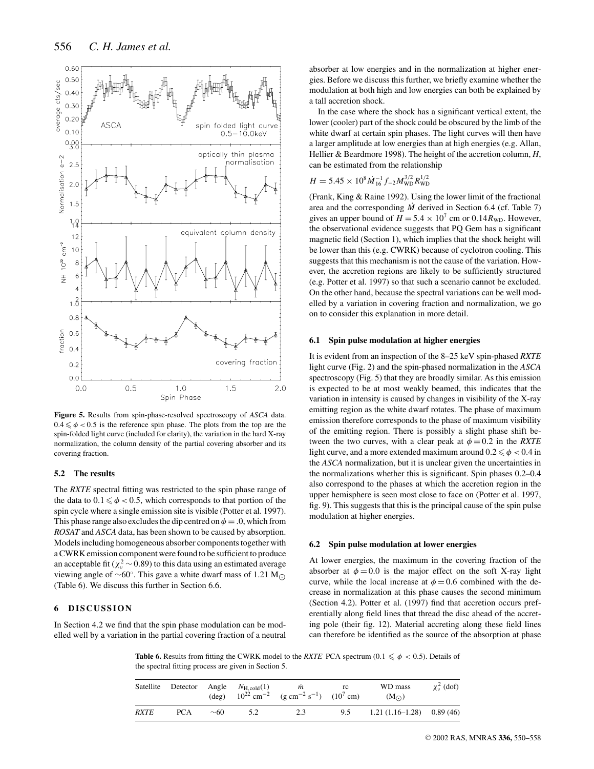**Figure 5.** Results from spin-phase-resolved spectroscopy of *ASCA* data. $0.4 \leqslant \phi < 0.5$ is the reference spin phase. The plots from the top are the spin-folded light curve (included for clarity), the variation in the hard X-ray normalization, the column density of the partial covering absorber and its covering fraction.

### 5.2 The results

The *RXTE* spectral fitting was restricted to the spin phase range of the data to $0.1 \leqslant \phi < 0.5$, which corresponds to that portion of the spin cycle where a single emission site is visible (Potter et al. 1997). This phase range also excludes the dip centred on $\phi = .0$, which from *ROSAT* and *ASCA* data, has been shown to be caused by absorption. Models including homogeneous absorber components together with a CWRK emission component were found to be sufficient to produce an acceptable fit ($\chi^2_\nu \sim 0.89$) to this data using an estimated average viewing angle of $\sim 60°$. This gave a white dwarf mass of 1.21 $M_\odot$ (Table 6). We discuss this further in Section 6.6.

## 6 DISCUSSION

In Section 4.2 we find that the spin phase modulation can be modelled well by a variation in the partial covering fraction of a neutral absorber at low energies and in the normalization at higher energies. Before we discuss this further, we briefly examine whether the modulation at both high and low energies can both be explained by a tall accretion shock.

In the case where the shock has a significant vertical extent, the lower (cooler) part of the shock could be obscured by the limb of the white dwarf at certain spin phases. The light curves will then have a larger amplitude at low energies than at high energies (e.g. Allan, Hellier & Beardmore 1998). The height of the accretion column, *H*, can be estimated from the relationship

$$H = 5.45 \times 10^8 \dot{M}_{16}^{-1} f_{-2} M_{\mathrm{WD}}^{3/2} R_{\mathrm{WD}}^{1/2}$$

(Frank, King & Raine 1992). Using the lower limit of the fractional area and the corresponding $\dot{M}$ derived in Section 6.4 (cf. Table 7) gives an upper bound of $H = 5.4 \times 10^7$ cm or $0.14 R_{\mathrm{WD}}$. However, the observational evidence suggests that PQ Gem has a significant magnetic field (Section 1), which implies that the shock height will be lower than this (e.g. CWRK) because of cyclotron cooling. This suggests that this mechanism is not the cause of the variation. However, the accretion regions are likely to be sufficiently structured (e.g. Potter et al. 1997) so that such a scenario cannot be excluded. On the other hand, because the spectral variations can be well modelled by a variation in covering fraction and normalization, we go on to consider this explanation in more detail.

### 6.1 Spin pulse modulation at higher energies

It is evident from an inspection of the 8–25 keV spin-phased *RXTE* light curve (Fig. 2) and the spin-phased normalization in the *ASCA* spectroscopy (Fig. 5) that they are broadly similar. As this emission is expected to be at most weakly beamed, this indicates that the variation in intensity is caused by changes in visibility of the X-ray emitting region as the white dwarf rotates. The phase of maximum emission therefore corresponds to the phase of maximum visibility of the emitting region. There is possibly a slight phase shift between the two curves, with a clear peak at $\phi = 0.2$ in the *RXTE* light curve, and a more extended maximum around $0.2 \leqslant \phi < 0.4$ in the *ASCA* normalization, but it is unclear given the uncertainties in the normalizations whether this is significant. Spin phases 0.2–0.4 also correspond to the phases at which the accretion region in the upper hemisphere is seen most close to face on (Potter et al. 1997, fig. 9). This suggests that this is the principal cause of the spin pulse modulation at higher energies.

### 6.2 Spin pulse modulation at lower energies

At lower energies, the maximum in the covering fraction of the absorber at $\phi = 0.0$ is the major effect on the soft X-ray light curve, while the local increase at $\phi = 0.6$ combined with the decrease in normalization at this phase causes the second minimum (Section 4.2). Potter et al. (1997) find that accretion occurs preferentially along field lines that thread the disc ahead of the accreting pole (their fig. 12). Material accreting along these field lines can therefore be identified as the source of the absorption at phase

**Table 6.** Results from fitting the CWRK model to the *RXTE* PCA spectrum ($0.1 \leqslant \phi < 0.5$). Details of the spectral fitting process are given in Section 5.

| Satellite | Detector | Angle (deg) | $N_{\mathrm{H,cold}}(1)$ $10^{22}$ cm$^{-2}$ | $\dot{m}$ (g cm$^{-2}$ s$^{-1}$) | rc ($10^7$ cm) | WD mass ($M_\odot$) | $\chi^2_\nu$ (dof) |
|---|---|---|---|---|---|---|---|
| *RXTE* | PCA | ~60 | 5.2 | 2.3 | 9.5 | 1.21 (1.16–1.28) | 0.89 (46) |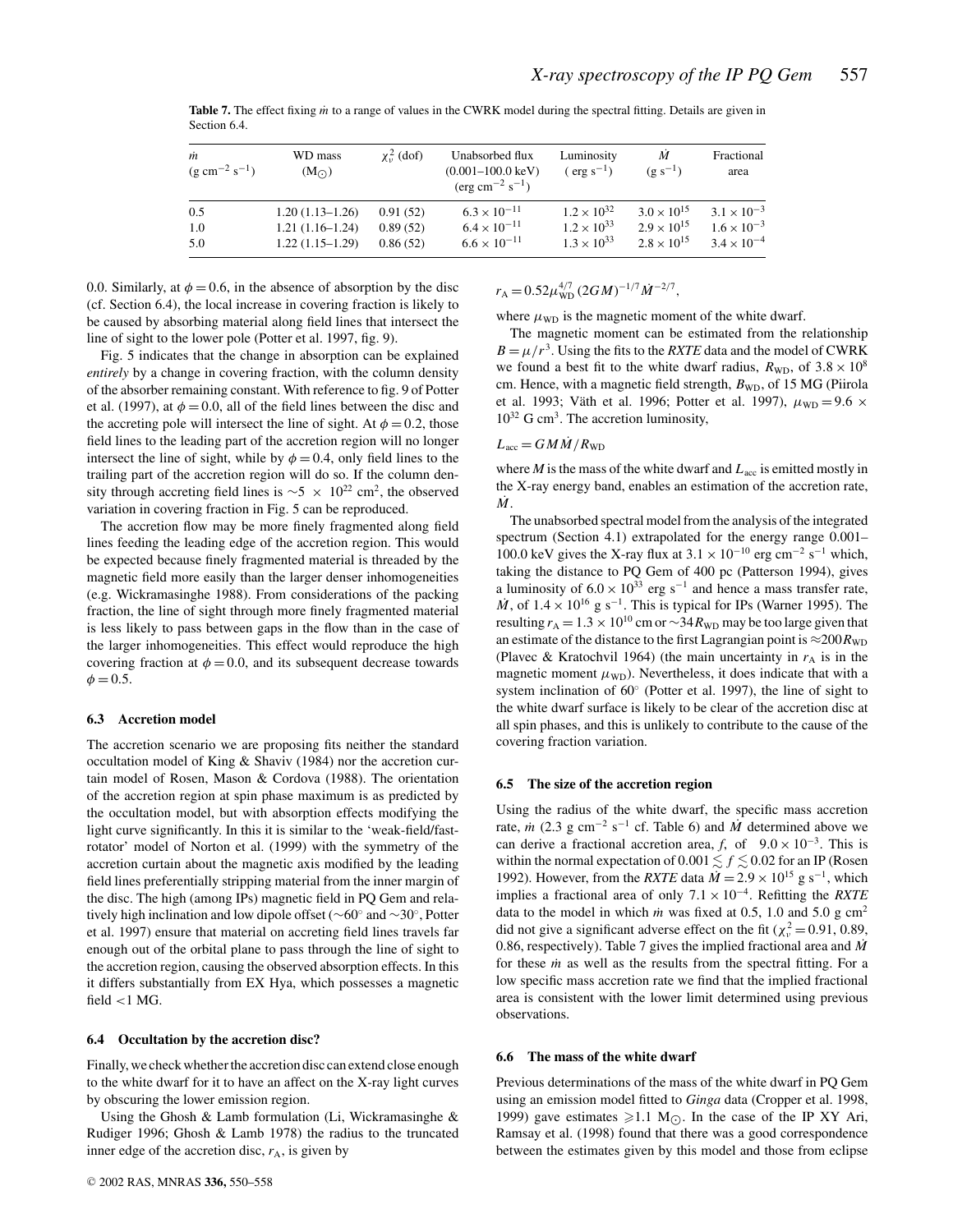**Table 7.** The effect fixing $\dot{m}$ to a range of values in the CWRK model during the spectral fitting. Details are given in Section 6.4.

| $\dot{m}$ (g cm$^{-2}$ s$^{-1}$) | WD mass ($M_{\odot}$) | $\chi^2_\nu$ (dof) | Unabsorbed flux (0.001–100.0 keV) (erg cm$^{-2}$ s$^{-1}$) | Luminosity ( erg s$^{-1}$) | $\dot{M}$ (g s$^{-1}$) | Fractional area |
|---|---|---|---|---|---|---|
| 0.5 | 1.20 (1.13–1.26) | 0.91 (52) | $6.3 \times 10^{-11}$ | $1.2 \times 10^{32}$ | $3.0 \times 10^{15}$ | $3.1 \times 10^{-3}$ |
| 1.0 | 1.21 (1.16–1.24) | 0.89 (52) | $6.4 \times 10^{-11}$ | $1.2 \times 10^{33}$ | $2.9 \times 10^{15}$ | $1.6 \times 10^{-3}$ |
| 5.0 | 1.22 (1.15–1.29) | 0.86 (52) | $6.6 \times 10^{-11}$ | $1.3 \times 10^{33}$ | $2.8 \times 10^{15}$ | $3.4 \times 10^{-4}$ |

0.0. Similarly, at $\phi = 0.6$, in the absence of absorption by the disc (cf. Section 6.4), the local increase in covering fraction is likely to be caused by absorbing material along field lines that intersect the line of sight to the lower pole (Potter et al. 1997, fig. 9).

Fig. 5 indicates that the change in absorption can be explained *entirely* by a change in covering fraction, with the column density of the absorber remaining constant. With reference to fig. 9 of Potter et al. (1997), at $\phi = 0.0$, all of the field lines between the disc and the accreting pole will intersect the line of sight. At $\phi = 0.2$, those field lines to the leading part of the accretion region will no longer intersect the line of sight, while by $\phi = 0.4$, only field lines to the trailing part of the accretion region will do so. If the column density through accreting field lines is $\sim 5 \times 10^{22}$ cm$^2$, the observed variation in covering fraction in Fig. 5 can be reproduced.

The accretion flow may be more finely fragmented along field lines feeding the leading edge of the accretion region. This would be expected because finely fragmented material is threaded by the magnetic field more easily than the larger denser inhomogeneities (e.g. Wickramasinghe 1988). From considerations of the packing fraction, the line of sight through more finely fragmented material is less likely to pass between gaps in the flow than in the case of the larger inhomogeneities. This effect would reproduce the high covering fraction at $\phi = 0.0$, and its subsequent decrease towards $\phi = 0.5$.

### 6.3 Accretion model

The accretion scenario we are proposing fits neither the standard occultation model of King & Shaviv (1984) nor the accretion curtain model of Rosen, Mason & Cordova (1988). The orientation of the accretion region at spin phase maximum is as predicted by the occultation model, but with absorption effects modifying the light curve significantly. In this it is similar to the 'weak-field/fast-rotator' model of Norton et al. (1999) with the symmetry of the accretion curtain about the magnetic axis modified by the leading field lines preferentially stripping material from the inner margin of the disc. The high (among IPs) magnetic field in PQ Gem and relatively high inclination and low dipole offset ($\sim 60°$ and $\sim 30°$, Potter et al. 1997) ensure that material on accreting field lines travels far enough out of the orbital plane to pass through the line of sight to the accretion region, causing the observed absorption effects. In this it differs substantially from EX Hya, which possesses a magnetic field $<1$ MG.

### 6.4 Occultation by the accretion disc?

Finally, we check whether the accretion disc can extend close enough to the white dwarf for it to have an affect on the X-ray light curves by obscuring the lower emission region.

Using the Ghosh & Lamb formulation (Li, Wickramasinghe & Rudiger 1996; Ghosh & Lamb 1978) the radius to the truncated inner edge of the accretion disc, $r_A$, is given by

$$r_A = 0.52 \mu_{WD}^{4/7} (2GM)^{-1/7} \dot{M}^{-2/7},$$

where $\mu_{WD}$ is the magnetic moment of the white dwarf.

The magnetic moment can be estimated from the relationship $B = \mu / r^3$. Using the fits to the *RXTE* data and the model of CWRK we found a best fit to the white dwarf radius, $R_{WD}$, of $3.8 \times 10^8$ cm. Hence, with a magnetic field strength, $B_{WD}$, of 15 MG (Piirola et al. 1993; Väth et al. 1996; Potter et al. 1997), $\mu_{WD} = 9.6 \times 10^{32}$ G cm$^3$. The accretion luminosity,

$$L_{acc} = GM\dot{M}/R_{WD}$$

where $M$ is the mass of the white dwarf and $L_{acc}$ is emitted mostly in the X-ray energy band, enables an estimation of the accretion rate, $\dot{M}$.

The unabsorbed spectral model from the analysis of the integrated spectrum (Section 4.1) extrapolated for the energy range 0.001–100.0 keV gives the X-ray flux at $3.1 \times 10^{-10}$ erg cm$^{-2}$ s$^{-1}$ which, taking the distance to PQ Gem of 400 pc (Patterson 1994), gives a luminosity of $6.0 \times 10^{33}$ erg s$^{-1}$ and hence a mass transfer rate, $\dot{M}$, of $1.4 \times 10^{16}$ g s$^{-1}$. This is typical for IPs (Warner 1995). The resulting $r_A = 1.3 \times 10^{10}$ cm or $\sim 34 R_{WD}$ may be too large given that an estimate of the distance to the first Lagrangian point is $\approx 200 R_{WD}$ (Plavec & Kratochvil 1964) (the main uncertainty in $r_A$ is in the magnetic moment $\mu_{WD}$). Nevertheless, it does indicate that with a system inclination of $60°$ (Potter et al. 1997), the line of sight to the white dwarf surface is likely to be clear of the accretion disc at all spin phases, and this is unlikely to contribute to the cause of the covering fraction variation.

### 6.5 The size of the accretion region

Using the radius of the white dwarf, the specific mass accretion rate, $\dot{m}$ (2.3 g cm$^{-2}$ s$^{-1}$ cf. Table 6) and $\dot{M}$ determined above we can derive a fractional accretion area, $f$, of $9.0 \times 10^{-3}$. This is within the normal expectation of $0.001 \lesssim f \lesssim 0.02$ for an IP (Rosen 1992). However, from the *RXTE* data $\dot{M} = 2.9 \times 10^{15}$ g s$^{-1}$, which implies a fractional area of only $7.1 \times 10^{-4}$. Refitting the *RXTE* data to the model in which $\dot{m}$ was fixed at 0.5, 1.0 and 5.0 g cm$^2$ did not give a significant adverse effect on the fit ($\chi^2_\nu = 0.91$, 0.89, 0.86, respectively). Table 7 gives the implied fractional area and $\dot{M}$ for these $\dot{m}$ as well as the results from the spectral fitting. For a low specific mass accretion rate we find that the implied fractional area is consistent with the lower limit determined using previous observations.

### 6.6 The mass of the white dwarf

Previous determinations of the mass of the white dwarf in PQ Gem using an emission model fitted to *Ginga* data (Cropper et al. 1998, 1999) gave estimates $\geqslant 1.1$ $M_{\odot}$. In the case of the IP XY Ari, Ramsay et al. (1998) found that there was a good correspondence between the estimates given by this model and those from eclipse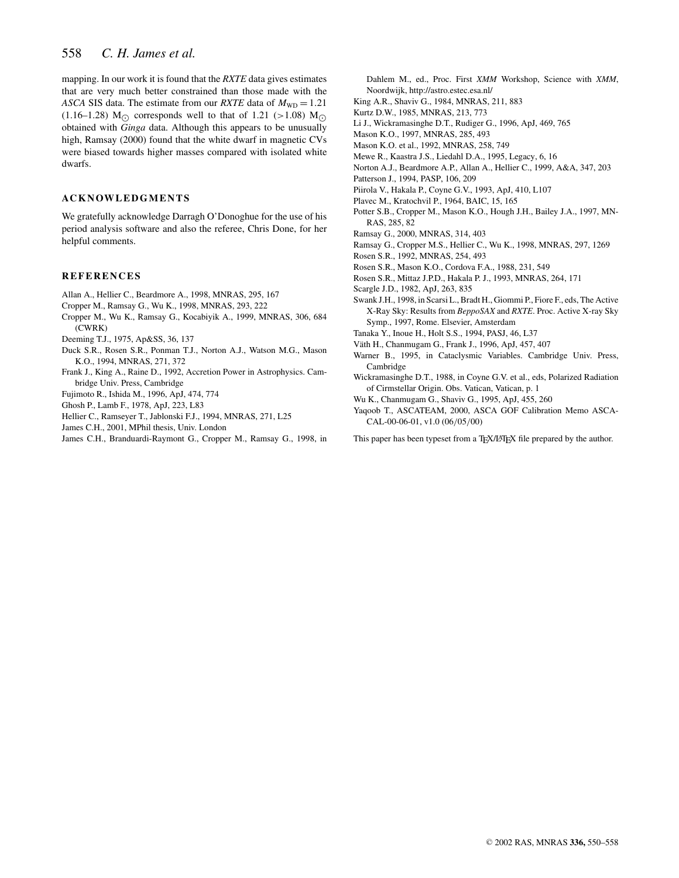mapping. In our work it is found that the *RXTE* data gives estimates that are very much better constrained than those made with the *ASCA* SIS data. The estimate from our *RXTE* data of $M_{\rm WD} = 1.21$ (1.16–1.28) $M_\odot$ corresponds well to that of 1.21 (>1.08) $M_\odot$ obtained with *Ginga* data. Although this appears to be unusually high, Ramsay (2000) found that the white dwarf in magnetic CVs were biased towards higher masses compared with isolated white dwarfs.

## ACKNOWLEDGMENTS

We gratefully acknowledge Darragh O'Donoghue for the use of his period analysis software and also the referee, Chris Done, for her helpful comments.

## REFERENCES

Allan A., Hellier C., Beardmore A., 1998, MNRAS, 295, 167

Cropper M., Ramsay G., Wu K., 1998, MNRAS, 293, 222

Cropper M., Wu K., Ramsay G., Kocabiyik A., 1999, MNRAS, 306, 684 (CWRK)

Deeming T.J., 1975, Ap&SS, 36, 137

Duck S.R., Rosen S.R., Ponman T.J., Norton A.J., Watson M.G., Mason K.O., 1994, MNRAS, 271, 372

Frank J., King A., Raine D., 1992, Accretion Power in Astrophysics. Cambridge Univ. Press, Cambridge

Fujimoto R., Ishida M., 1996, ApJ, 474, 774

Ghosh P., Lamb F., 1978, ApJ, 223, L83

Hellier C., Ramseyer T., Jablonski F.J., 1994, MNRAS, 271, L25

James C.H., 2001, MPhil thesis, Univ. London

James C.H., Branduardi-Raymont G., Cropper M., Ramsay G., 1998, in Dahlem M., ed., Proc. First *XMM* Workshop, Science with *XMM*, Noordwijk, http://astro.estec.esa.nl/

King A.R., Shaviv G., 1984, MNRAS, 211, 883

Kurtz D.W., 1985, MNRAS, 213, 773

Li J., Wickramasinghe D.T., Rudiger G., 1996, ApJ, 469, 765

Mason K.O., 1997, MNRAS, 285, 493

Mason K.O. et al., 1992, MNRAS, 258, 749

Mewe R., Kaastra J.S., Liedahl D.A., 1995, Legacy, 6, 16

Norton A.J., Beardmore A.P., Allan A., Hellier C., 1999, A&A, 347, 203

Patterson J., 1994, PASP, 106, 209

Piirola V., Hakala P., Coyne G.V., 1993, ApJ, 410, L107

Plavec M., Kratochvil P., 1964, BAIC, 15, 165

Potter S.B., Cropper M., Mason K.O., Hough J.H., Bailey J.A., 1997, MNRAS, 285, 82

Ramsay G., 2000, MNRAS, 314, 403

Ramsay G., Cropper M.S., Hellier C., Wu K., 1998, MNRAS, 297, 1269

Rosen S.R., 1992, MNRAS, 254, 493

Rosen S.R., Mason K.O., Cordova F.A., 1988, MNRAS, 231, 549

Rosen S.R., Mittaz J.P.D., Hakala P. J., 1993, MNRAS, 264, 171

Scargle J.D., 1982, ApJ, 263, 835

Swank J.H., 1998, in Scarsi L., Bradt H., Giommi P., Fiore F., eds, The Active X-Ray Sky: Results from *BeppoSAX* and *RXTE*. Proc. Active X-ray Sky Symp., 1997, Rome. Elsevier, Amsterdam

Tanaka Y., Inoue H., Holt S.S., 1994, PASJ, 46, L37

Väth H., Chanmugam G., Frank J., 1996, ApJ, 457, 407

Warner B., 1995, in Cataclysmic Variables. Cambridge Univ. Press, Cambridge

Wickramasinghe D.T., 1988, in Coyne G.V. et al., eds, Polarized Radiation of Cirmstellar Origin. Obs. Vatican, Vatican, p. 1

Wu K., Chanmugam G., Shaviv G., 1995, ApJ, 455, 260

Yaqoob T., ASCATEAM, 2000, ASCA GOF Calibration Memo ASCA-CAL-00-06-01, v1.0 (06/05/00)

This paper has been typeset from a TEX/LATEX file prepared by the author.